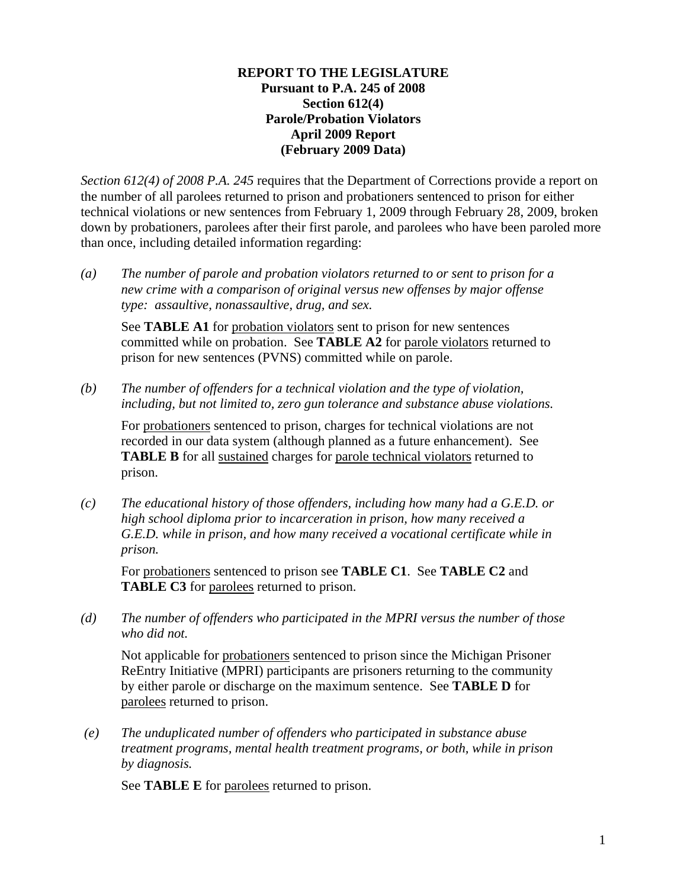**REPORT TO THE LEGISLATURE**
**Pursuant to P.A. 245 of 2008**
**Section 612(4)**
**Parole/Probation Violators**
**April 2009 Report**
**(February 2009 Data)**

*Section 612(4) of 2008 P.A. 245* requires that the Department of Corrections provide a report on the number of all parolees returned to prison and probationers sentenced to prison for either technical violations or new sentences from February 1, 2009 through February 28, 2009, broken down by probationers, parolees after their first parole, and parolees who have been paroled more than once, including detailed information regarding:

*(a)* *The number of parole and probation violators returned to or sent to prison for a new crime with a comparison of original versus new offenses by major offense type: assaultive, nonassaultive, drug, and sex.*

See **TABLE A1** for probation violators sent to prison for new sentences committed while on probation. See **TABLE A2** for parole violators returned to prison for new sentences (PVNS) committed while on parole.

*(b)* *The number of offenders for a technical violation and the type of violation, including, but not limited to, zero gun tolerance and substance abuse violations.*

For probationers sentenced to prison, charges for technical violations are not recorded in our data system (although planned as a future enhancement). See **TABLE B** for all sustained charges for parole technical violators returned to prison.

*(c)* *The educational history of those offenders, including how many had a G.E.D. or high school diploma prior to incarceration in prison, how many received a G.E.D. while in prison, and how many received a vocational certificate while in prison.*

For probationers sentenced to prison see **TABLE C1**. See **TABLE C2** and **TABLE C3** for parolees returned to prison.

*(d)* *The number of offenders who participated in the MPRI versus the number of those who did not.*

Not applicable for probationers sentenced to prison since the Michigan Prisoner ReEntry Initiative (MPRI) participants are prisoners returning to the community by either parole or discharge on the maximum sentence. See **TABLE D** for parolees returned to prison.

*(e)* *The unduplicated number of offenders who participated in substance abuse treatment programs, mental health treatment programs, or both, while in prison by diagnosis.*

See **TABLE E** for parolees returned to prison.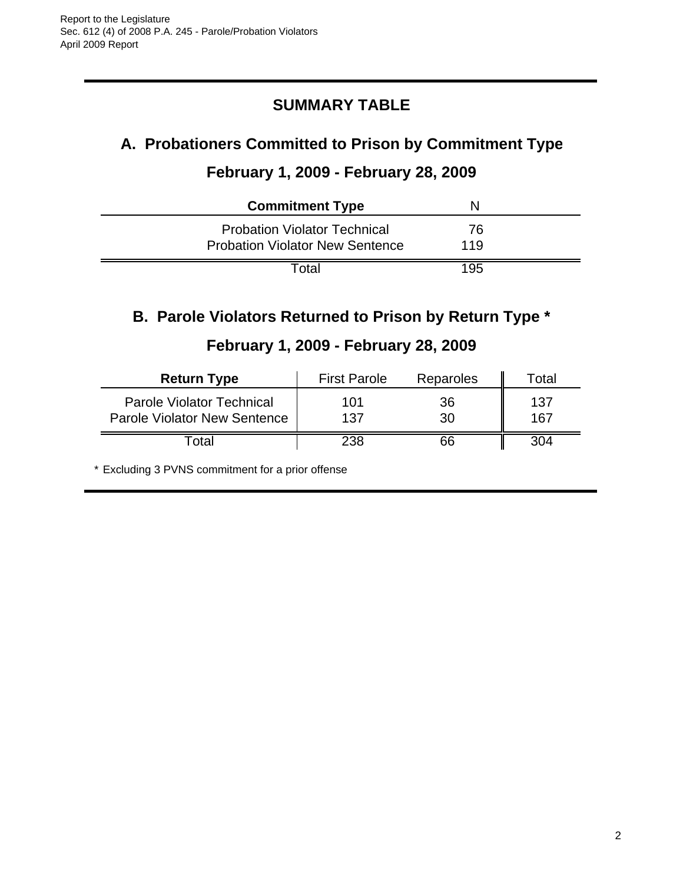## SUMMARY TABLE

### A. Probationers Committed to Prison by Commitment Type

### February 1, 2009 - February 28, 2009

| Commitment Type | N |
|---|---|
| Probation Violator Technical | 76 |
| Probation Violator New Sentence | 119 |
| Total | 195 |

### B. Parole Violators Returned to Prison by Return Type *

### February 1, 2009 - February 28, 2009

| Return Type | First Parole | Reparoles | Total |
|---|---|---|---|
| Parole Violator Technical | 101 | 36 | 137 |
| Parole Violator New Sentence | 137 | 30 | 167 |
| Total | 238 | 66 | 304 |

* Excluding 3 PVNS commitment for a prior offense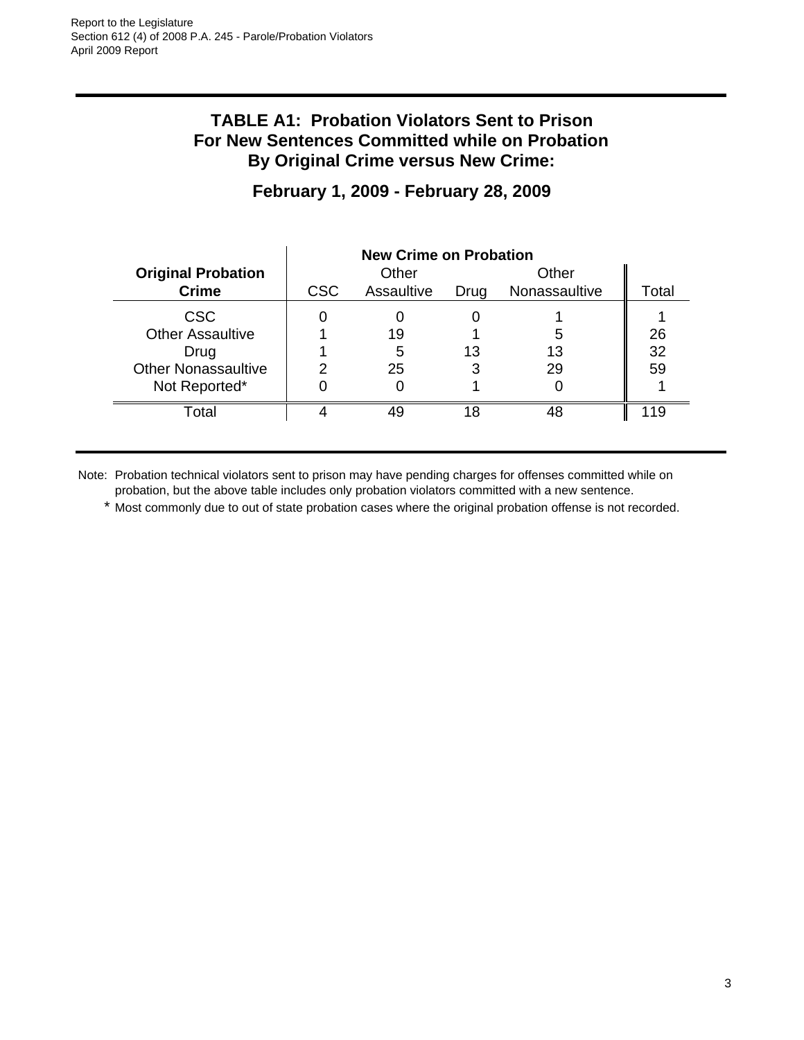# TABLE A1: Probation Violators Sent to Prison For New Sentences Committed while on Probation By Original Crime versus New Crime:

## February 1, 2009 - February 28, 2009

| Original Probation Crime | New Crime on Probation | | | | |
|---|---|---|---|---|---|
| | CSC | Other Assaultive | Drug | Other Nonassaultive | Total |
| CSC | 0 | 0 | 0 | 1 | 1 |
| Other Assaultive | 1 | 19 | 1 | 5 | 26 |
| Drug | 1 | 5 | 13 | 13 | 32 |
| Other Nonassaultive | 2 | 25 | 3 | 29 | 59 |
| Not Reported* | 0 | 0 | 1 | 0 | 1 |
| Total | 4 | 49 | 18 | 48 | 119 |

Note: Probation technical violators sent to prison may have pending charges for offenses committed while on probation, but the above table includes only probation violators committed with a new sentence.

\* Most commonly due to out of state probation cases where the original probation offense is not recorded.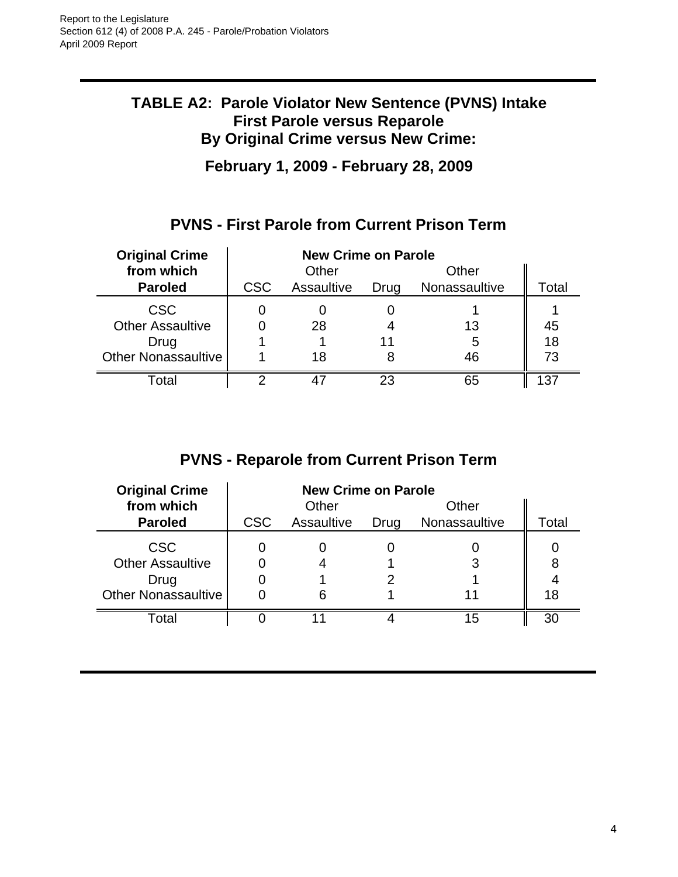## TABLE A2: Parole Violator New Sentence (PVNS) Intake First Parole versus Reparole By Original Crime versus New Crime:

## February 1, 2009 - February 28, 2009

### PVNS - First Parole from Current Prison Term

| Original Crime from which Paroled | New Crime on Parole | | | | |
|---|---|---|---|---|---|
| | CSC | Other Assaultive | Drug | Other Nonassaultive | Total |
| CSC | 0 | 0 | 0 | 1 | 1 |
| Other Assaultive | 0 | 28 | 4 | 13 | 45 |
| Drug | 1 | 1 | 11 | 5 | 18 |
| Other Nonassaultive | 1 | 18 | 8 | 46 | 73 |
| Total | 2 | 47 | 23 | 65 | 137 |

### PVNS - Reparole from Current Prison Term

| Original Crime from which Paroled | New Crime on Parole | | | | |
|---|---|---|---|---|---|
| | CSC | Other Assaultive | Drug | Other Nonassaultive | Total |
| CSC | 0 | 0 | 0 | 0 | 0 |
| Other Assaultive | 0 | 4 | 1 | 3 | 8 |
| Drug | 0 | 1 | 2 | 1 | 4 |
| Other Nonassaultive | 0 | 6 | 1 | 11 | 18 |
| Total | 0 | 11 | 4 | 15 | 30 |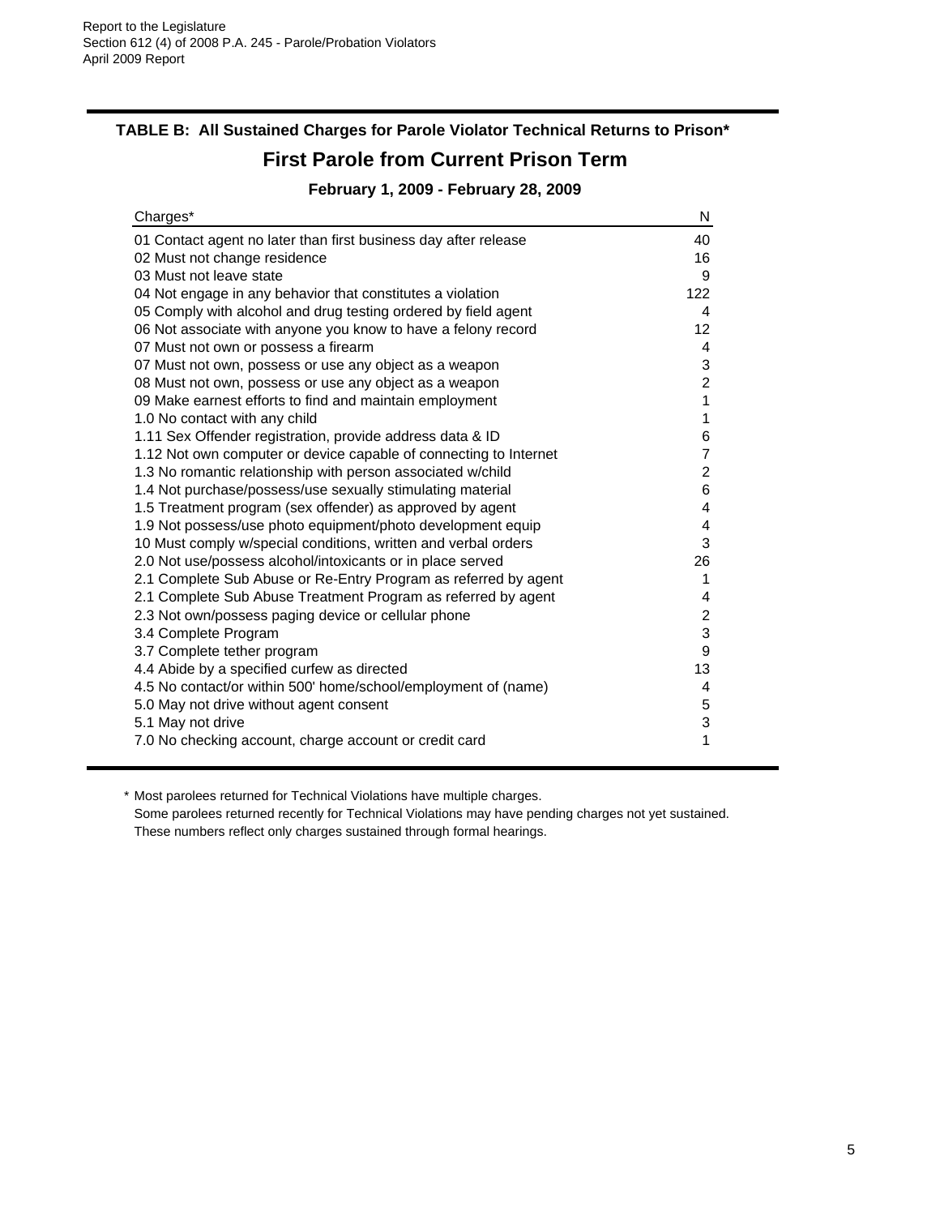## TABLE B: All Sustained Charges for Parole Violator Technical Returns to Prison*

# First Parole from Current Prison Term

### February 1, 2009 - February 28, 2009

| Charges* | N |
|---|---|
| 01 Contact agent no later than first business day after release | 40 |
| 02 Must not change residence | 16 |
| 03 Must not leave state | 9 |
| 04 Not engage in any behavior that constitutes a violation | 122 |
| 05 Comply with alcohol and drug testing ordered by field agent | 4 |
| 06 Not associate with anyone you know to have a felony record | 12 |
| 07 Must not own or possess a firearm | 4 |
| 07 Must not own, possess or use any object as a weapon | 3 |
| 08 Must not own, possess or use any object as a weapon | 2 |
| 09 Make earnest efforts to find and maintain employment | 1 |
| 1.0 No contact with any child | 1 |
| 1.11 Sex Offender registration, provide address data & ID | 6 |
| 1.12 Not own computer or device capable of connecting to Internet | 7 |
| 1.3 No romantic relationship with person associated w/child | 2 |
| 1.4 Not purchase/possess/use sexually stimulating material | 6 |
| 1.5 Treatment program (sex offender) as approved by agent | 4 |
| 1.9 Not possess/use photo equipment/photo development equip | 4 |
| 10 Must comply w/special conditions, written and verbal orders | 3 |
| 2.0 Not use/possess alcohol/intoxicants or in place served | 26 |
| 2.1 Complete Sub Abuse or Re-Entry Program as referred by agent | 1 |
| 2.1 Complete Sub Abuse Treatment Program as referred by agent | 4 |
| 2.3 Not own/possess paging device or cellular phone | 2 |
| 3.4 Complete Program | 3 |
| 3.7 Complete tether program | 9 |
| 4.4 Abide by a specified curfew as directed | 13 |
| 4.5 No contact/or within 500' home/school/employment of (name) | 4 |
| 5.0 May not drive without agent consent | 5 |
| 5.1 May not drive | 3 |
| 7.0 No checking account, charge account or credit card | 1 |

\* Most parolees returned for Technical Violations have multiple charges.
Some parolees returned recently for Technical Violations may have pending charges not yet sustained.
These numbers reflect only charges sustained through formal hearings.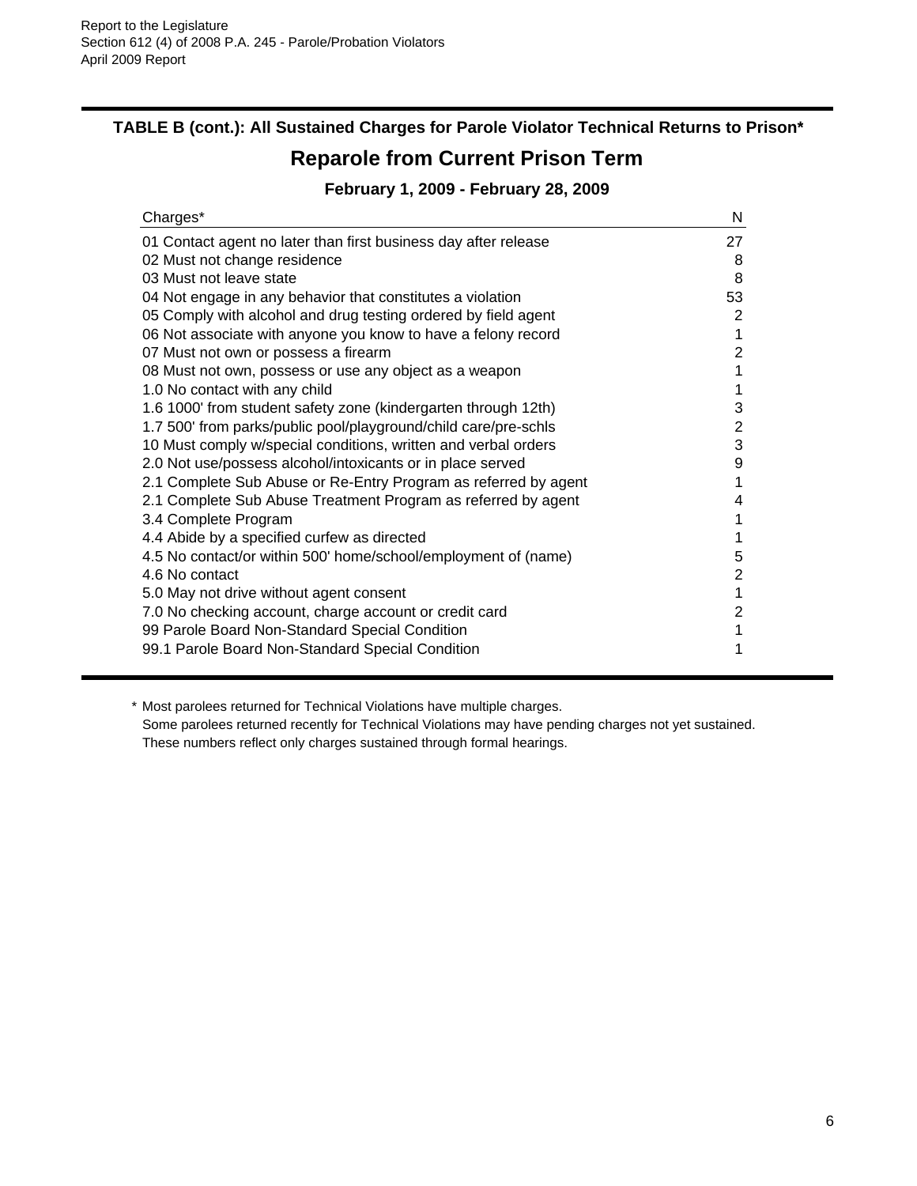## TABLE B (cont.): All Sustained Charges for Parole Violator Technical Returns to Prison*

# Reparole from Current Prison Term

### February 1, 2009 - February 28, 2009

| Charges* | N |
|---|---|
| 01 Contact agent no later than first business day after release | 27 |
| 02 Must not change residence | 8 |
| 03 Must not leave state | 8 |
| 04 Not engage in any behavior that constitutes a violation | 53 |
| 05 Comply with alcohol and drug testing ordered by field agent | 2 |
| 06 Not associate with anyone you know to have a felony record | 1 |
| 07 Must not own or possess a firearm | 2 |
| 08 Must not own, possess or use any object as a weapon | 1 |
| 1.0 No contact with any child | 1 |
| 1.6 1000' from student safety zone (kindergarten through 12th) | 3 |
| 1.7 500' from parks/public pool/playground/child care/pre-schls | 2 |
| 10 Must comply w/special conditions, written and verbal orders | 3 |
| 2.0 Not use/possess alcohol/intoxicants or in place served | 9 |
| 2.1 Complete Sub Abuse or Re-Entry Program as referred by agent | 1 |
| 2.1 Complete Sub Abuse Treatment Program as referred by agent | 4 |
| 3.4 Complete Program | 1 |
| 4.4 Abide by a specified curfew as directed | 1 |
| 4.5 No contact/or within 500' home/school/employment of (name) | 5 |
| 4.6 No contact | 2 |
| 5.0 May not drive without agent consent | 1 |
| 7.0 No checking account, charge account or credit card | 2 |
| 99 Parole Board Non-Standard Special Condition | 1 |
| 99.1 Parole Board Non-Standard Special Condition | 1 |

\* Most parolees returned for Technical Violations have multiple charges.
Some parolees returned recently for Technical Violations may have pending charges not yet sustained.
These numbers reflect only charges sustained through formal hearings.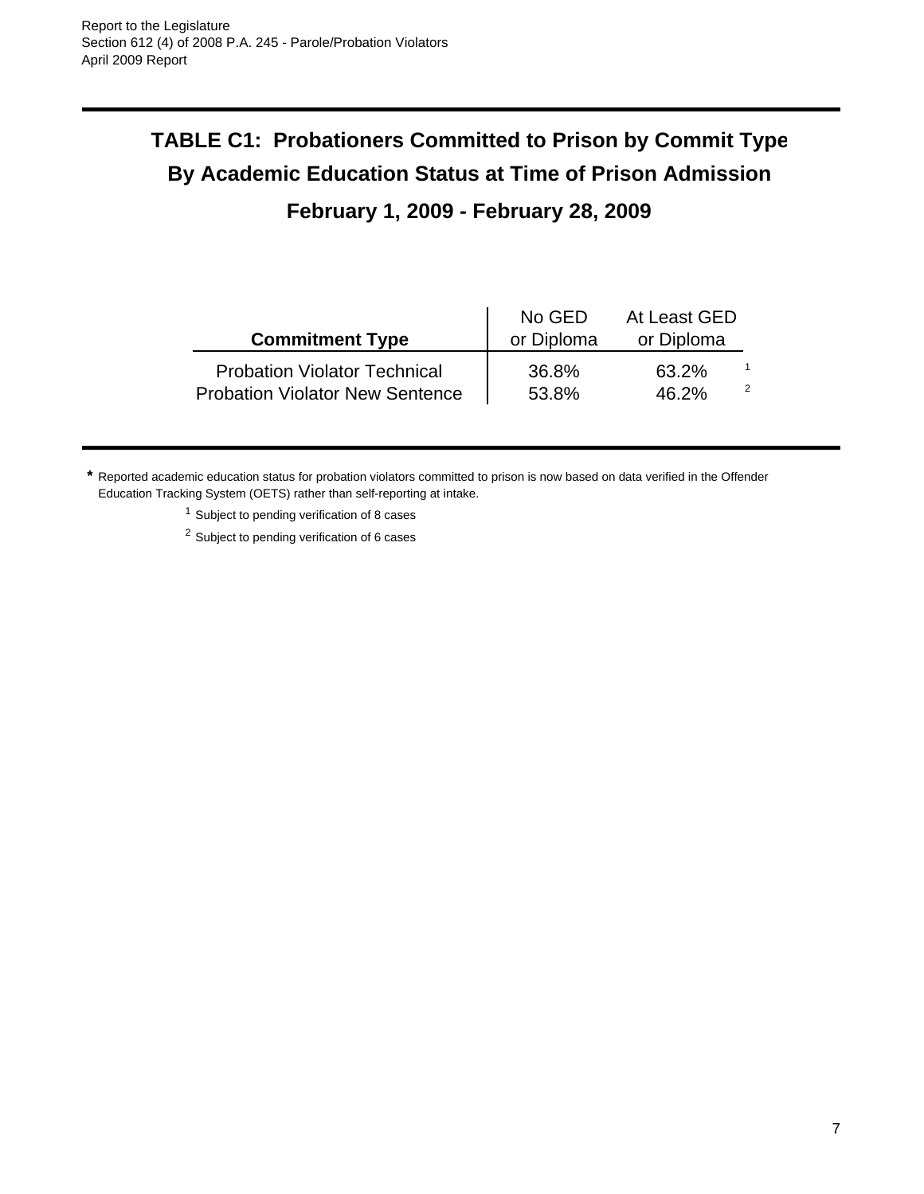## TABLE C1: Probationers Committed to Prison by Commit Type By Academic Education Status at Time of Prison Admission

### February 1, 2009 - February 28, 2009

| Commitment Type | No GED or Diploma | At Least GED or Diploma | |
|---|---|---|---|
| Probation Violator Technical | 36.8% | 63.2% | [1] |
| Probation Violator New Sentence | 53.8% | 46.2% | [2] |

* Reported academic education status for probation violators committed to prison is now based on data verified in the Offender Education Tracking System (OETS) rather than self-reporting at intake.

[1] Subject to pending verification of 8 cases

[2] Subject to pending verification of 6 cases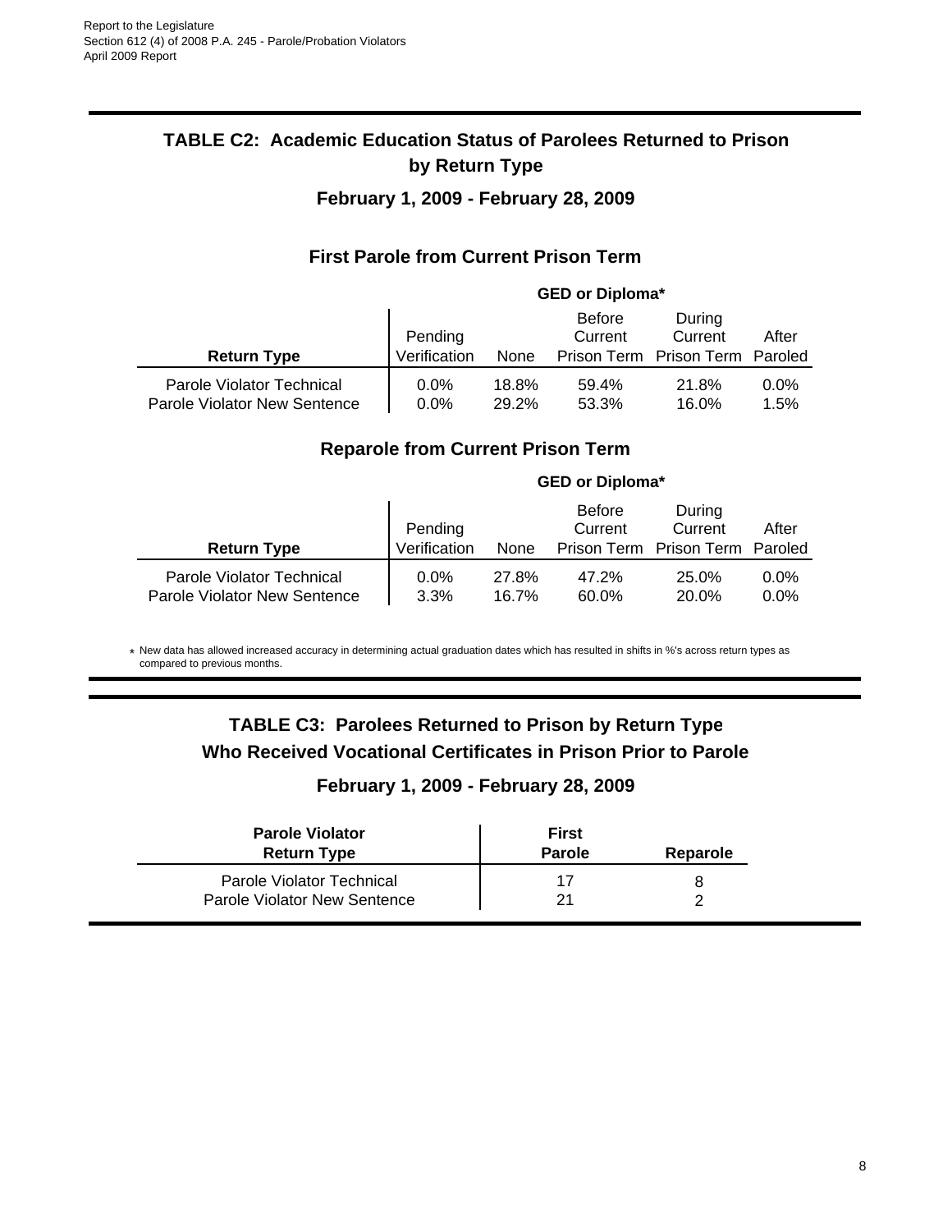## TABLE C2: Academic Education Status of Parolees Returned to Prison by Return Type

### February 1, 2009 - February 28, 2009

### First Parole from Current Prison Term

| | GED or Diploma* | | | | |
|---|---|---|---|---|---|
| **Return Type** | Pending Verification | None | Before Current Prison Term | During Current Prison Term | After Paroled |
| Parole Violator Technical | 0.0% | 18.8% | 59.4% | 21.8% | 0.0% |
| Parole Violator New Sentence | 0.0% | 29.2% | 53.3% | 16.0% | 1.5% |

### Reparole from Current Prison Term

| | GED or Diploma* | | | | |
|---|---|---|---|---|---|
| **Return Type** | Pending Verification | None | Before Current Prison Term | During Current Prison Term | After Paroled |
| Parole Violator Technical | 0.0% | 27.8% | 47.2% | 25.0% | 0.0% |
| Parole Violator New Sentence | 3.3% | 16.7% | 60.0% | 20.0% | 0.0% |

* New data has allowed increased accuracy in determining actual graduation dates which has resulted in shifts in %'s across return types as compared to previous months.

## TABLE C3: Parolees Returned to Prison by Return Type Who Received Vocational Certificates in Prison Prior to Parole

### February 1, 2009 - February 28, 2009

| **Parole Violator Return Type** | **First Parole** | **Reparole** |
|---|---|---|
| Parole Violator Technical | 17 | 8 |
| Parole Violator New Sentence | 21 | 2 |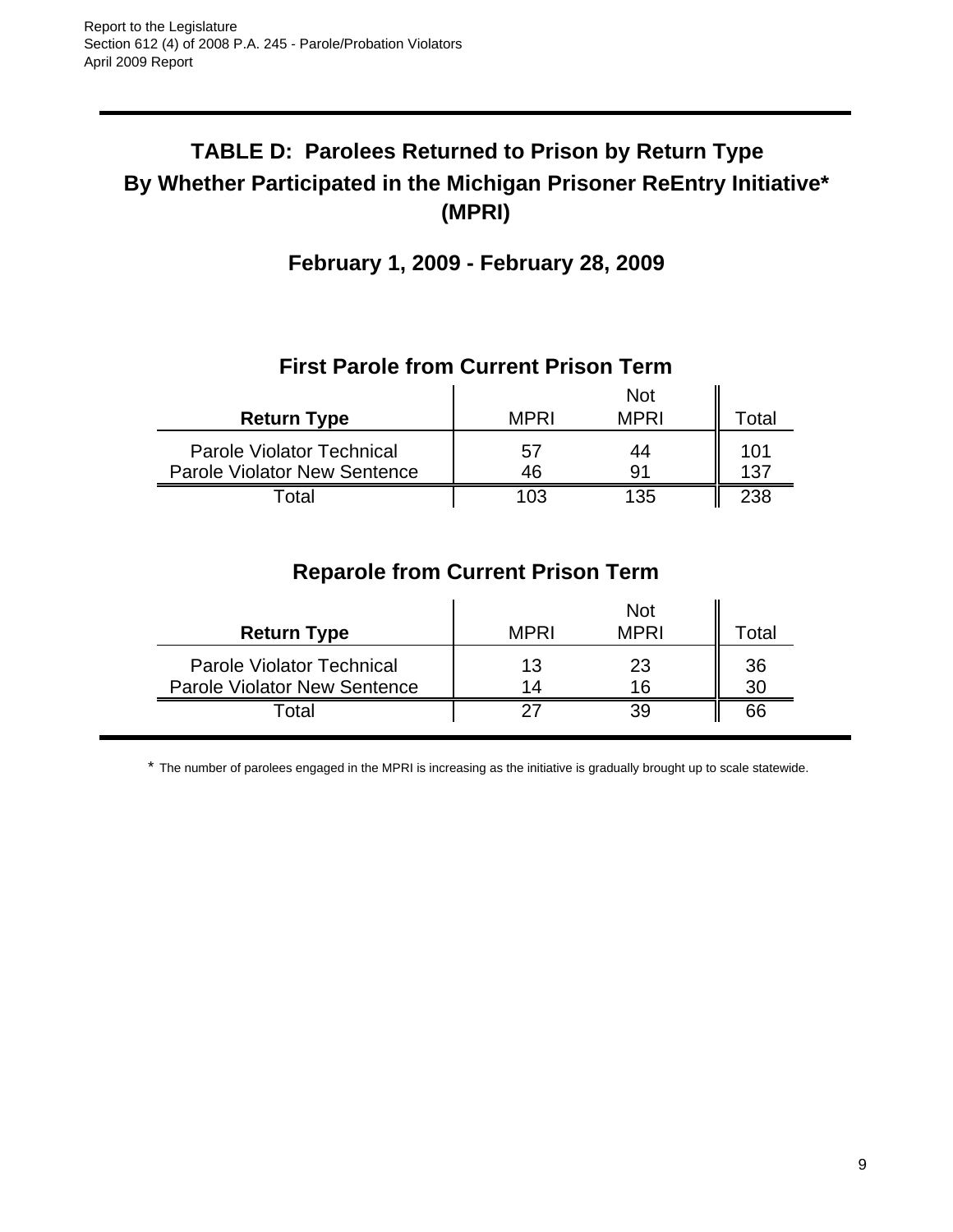# TABLE D: Parolees Returned to Prison by Return Type By Whether Participated in the Michigan Prisoner ReEntry Initiative* (MPRI)

## February 1, 2009 - February 28, 2009

### First Parole from Current Prison Term

| **Return Type** | MPRI | Not MPRI | Total |
|---|---|---|---|
| Parole Violator Technical | 57 | 44 | 101 |
| Parole Violator New Sentence | 46 | 91 | 137 |
| Total | 103 | 135 | 238 |

### Reparole from Current Prison Term

| **Return Type** | MPRI | Not MPRI | Total |
|---|---|---|---|
| Parole Violator Technical | 13 | 23 | 36 |
| Parole Violator New Sentence | 14 | 16 | 30 |
| Total | 27 | 39 | 66 |

* The number of parolees engaged in the MPRI is increasing as the initiative is gradually brought up to scale statewide.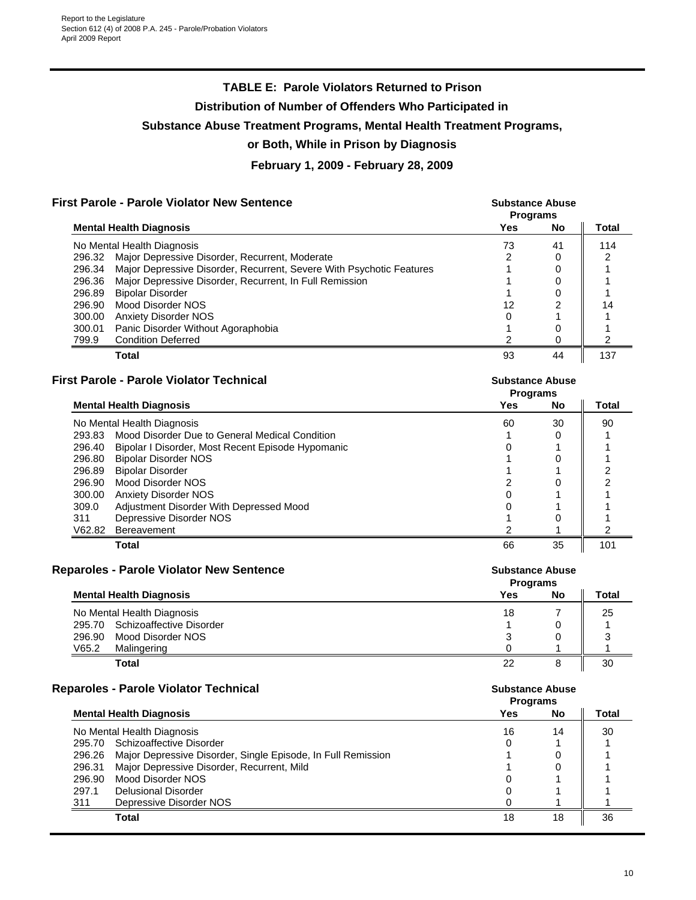## TABLE E: Parole Violators Returned to Prison

## Distribution of Number of Offenders Who Participated in

## Substance Abuse Treatment Programs, Mental Health Treatment Programs,

## or Both, While in Prison by Diagnosis

## February 1, 2009 - February 28, 2009

### First Parole - Parole Violator New Sentence

| Mental Health Diagnosis | | Substance Abuse Programs | | |
|---|---|---|---|---|
| | | Yes | No | Total |
| No Mental Health Diagnosis | | 73 | 41 | 114 |
| 296.32 | Major Depressive Disorder, Recurrent, Moderate | 2 | 0 | 2 |
| 296.34 | Major Depressive Disorder, Recurrent, Severe With Psychotic Features | 1 | 0 | 1 |
| 296.36 | Major Depressive Disorder, Recurrent, In Full Remission | 1 | 0 | 1 |
| 296.89 | Bipolar Disorder | 1 | 0 | 1 |
| 296.90 | Mood Disorder NOS | 12 | 2 | 14 |
| 300.00 | Anxiety Disorder NOS | 0 | 1 | 1 |
| 300.01 | Panic Disorder Without Agoraphobia | 1 | 0 | 1 |
| 799.9 | Condition Deferred | 2 | 0 | 2 |
| | **Total** | 93 | 44 | 137 |

### First Parole - Parole Violator Technical

| Mental Health Diagnosis | | Substance Abuse Programs | | |
|---|---|---|---|---|
| | | Yes | No | Total |
| No Mental Health Diagnosis | | 60 | 30 | 90 |
| 293.83 | Mood Disorder Due to General Medical Condition | 1 | 0 | 1 |
| 296.40 | Bipolar I Disorder, Most Recent Episode Hypomanic | 0 | 1 | 1 |
| 296.80 | Bipolar Disorder NOS | 1 | 0 | 1 |
| 296.89 | Bipolar Disorder | 1 | 1 | 2 |
| 296.90 | Mood Disorder NOS | 2 | 0 | 2 |
| 300.00 | Anxiety Disorder NOS | 0 | 1 | 1 |
| 309.0 | Adjustment Disorder With Depressed Mood | 0 | 1 | 1 |
| 311 | Depressive Disorder NOS | 1 | 0 | 1 |
| V62.82 | Bereavement | 2 | 1 | 2 |
| | **Total** | 66 | 35 | 101 |

### Reparoles - Parole Violator New Sentence

| Mental Health Diagnosis | | Substance Abuse Programs | | |
|---|---|---|---|---|
| | | Yes | No | Total |
| No Mental Health Diagnosis | | 18 | 7 | 25 |
| 295.70 | Schizoaffective Disorder | 1 | 0 | 1 |
| 296.90 | Mood Disorder NOS | 3 | 0 | 3 |
| V65.2 | Malingering | 0 | 1 | 1 |
| | **Total** | 22 | 8 | 30 |

### Reparoles - Parole Violator Technical

| Mental Health Diagnosis | | Substance Abuse Programs | | |
|---|---|---|---|---|
| | | Yes | No | Total |
| No Mental Health Diagnosis | | 16 | 14 | 30 |
| 295.70 | Schizoaffective Disorder | 0 | 1 | 1 |
| 296.26 | Major Depressive Disorder, Single Episode, In Full Remission | 1 | 0 | 1 |
| 296.31 | Major Depressive Disorder, Recurrent, Mild | 1 | 0 | 1 |
| 296.90 | Mood Disorder NOS | 0 | 1 | 1 |
| 297.1 | Delusional Disorder | 0 | 1 | 1 |
| 311 | Depressive Disorder NOS | 0 | 1 | 1 |
| | **Total** | 18 | 18 | 36 |